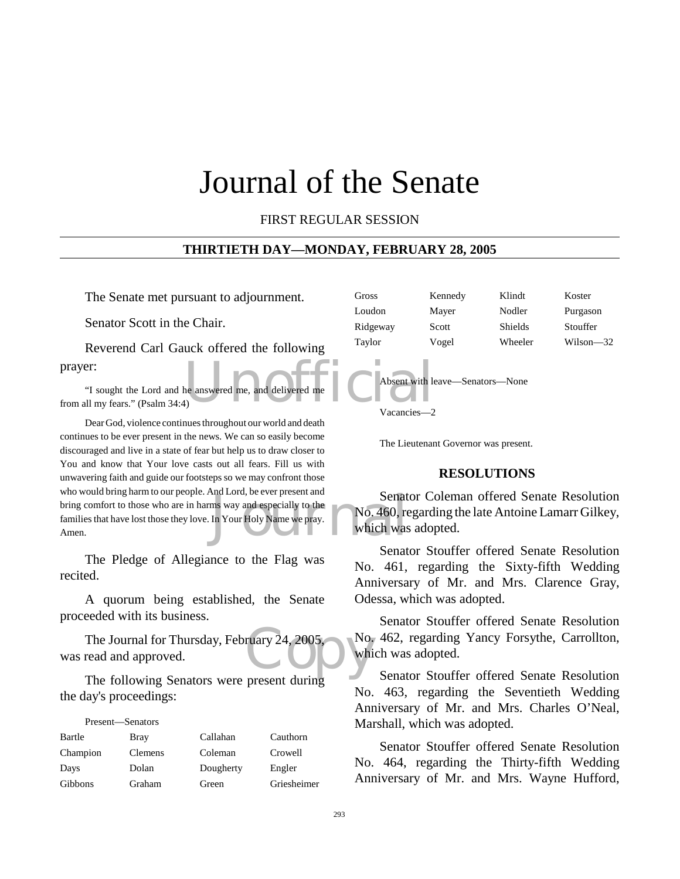# Journal of the Senate

FIRST REGULAR SESSION

## THIRTIETH DAY—MONDAY, FEBRUARY 28, 2005

The Senate met pursuant to adjournment.

Senator Scott in the Chair.

Reverend Carl Gauck offered the following prayer:

"I sought the Lord and he answered me, and delivered me from all my fears." (Psalm 34:4)

Dear God, violence continues throughout our world and death continues to be ever present in the news. We can so easily become discouraged and live in a state of fear but help us to draw closer to You and know that Your love casts out all fears. Fill us with unwavering faith and guide our footsteps so we may confront those who would bring harm to our people. And Lord, be ever present and bring comfort to those who are in harms way and especially to the families that have lost those they love. In Your Holy Name we pray. Amen.

The Pledge of Allegiance to the Flag was recited.

A quorum being established, the Senate proceeded with its business.

The Journal for Thursday, February 24, 2005, was read and approved.

The following Senators were present during the day's proceedings:

Present—Senators

| | | | |
|---|---|---|---|
| Bartle | Bray | Callahan | Cauthorn |
| Champion | Clemens | Coleman | Crowell |
| Days | Dolan | Dougherty | Engler |
| Gibbons | Graham | Green | Griesheimer |
| Gross | Kennedy | Klindt | Koster |
| Loudon | Mayer | Nodler | Purgason |
| Ridgeway | Scott | Shields | Stouffer |
| Taylor | Vogel | Wheeler | Wilson—32 |

Absent with leave—Senators—None

Vacancies—2

The Lieutenant Governor was present.

### RESOLUTIONS

Senator Coleman offered Senate Resolution No. 460, regarding the late Antoine Lamarr Gilkey, which was adopted.

Senator Stouffer offered Senate Resolution No. 461, regarding the Sixty-fifth Wedding Anniversary of Mr. and Mrs. Clarence Gray, Odessa, which was adopted.

Senator Stouffer offered Senate Resolution No. 462, regarding Yancy Forsythe, Carrollton, which was adopted.

Senator Stouffer offered Senate Resolution No. 463, regarding the Seventieth Wedding Anniversary of Mr. and Mrs. Charles O'Neal, Marshall, which was adopted.

Senator Stouffer offered Senate Resolution No. 464, regarding the Thirty-fifth Wedding Anniversary of Mr. and Mrs. Wayne Hufford,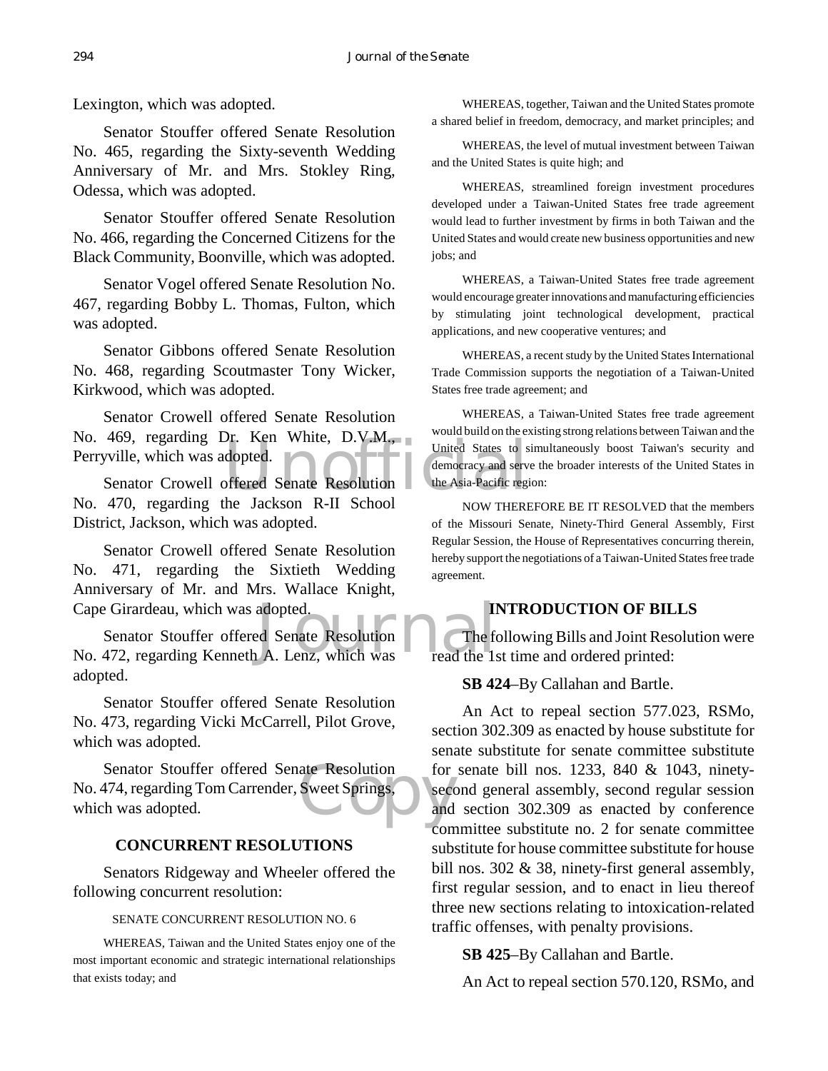Lexington, which was adopted.

Senator Stouffer offered Senate Resolution No. 465, regarding the Sixty-seventh Wedding Anniversary of Mr. and Mrs. Stokley Ring, Odessa, which was adopted.

Senator Stouffer offered Senate Resolution No. 466, regarding the Concerned Citizens for the Black Community, Boonville, which was adopted.

Senator Vogel offered Senate Resolution No. 467, regarding Bobby L. Thomas, Fulton, which was adopted.

Senator Gibbons offered Senate Resolution No. 468, regarding Scoutmaster Tony Wicker, Kirkwood, which was adopted.

Senator Crowell offered Senate Resolution No. 469, regarding Dr. Ken White, D.V.M., Perryville, which was adopted.

Senator Crowell offered Senate Resolution No. 470, regarding the Jackson R-II School District, Jackson, which was adopted.

Senator Crowell offered Senate Resolution No. 471, regarding the Sixtieth Wedding Anniversary of Mr. and Mrs. Wallace Knight, Cape Girardeau, which was adopted.

Senator Stouffer offered Senate Resolution No. 472, regarding Kenneth A. Lenz, which was adopted.

Senator Stouffer offered Senate Resolution No. 473, regarding Vicki McCarrell, Pilot Grove, which was adopted.

Senator Stouffer offered Senate Resolution No. 474, regarding Tom Carrender, Sweet Springs, which was adopted.

## CONCURRENT RESOLUTIONS

Senators Ridgeway and Wheeler offered the following concurrent resolution:

SENATE CONCURRENT RESOLUTION NO. 6

WHEREAS, Taiwan and the United States enjoy one of the most important economic and strategic international relationships that exists today; and

WHEREAS, together, Taiwan and the United States promote a shared belief in freedom, democracy, and market principles; and

WHEREAS, the level of mutual investment between Taiwan and the United States is quite high; and

WHEREAS, streamlined foreign investment procedures developed under a Taiwan-United States free trade agreement would lead to further investment by firms in both Taiwan and the United States and would create new business opportunities and new jobs; and

WHEREAS, a Taiwan-United States free trade agreement would encourage greater innovations and manufacturing efficiencies by stimulating joint technological development, practical applications, and new cooperative ventures; and

WHEREAS, a recent study by the United States International Trade Commission supports the negotiation of a Taiwan-United States free trade agreement; and

WHEREAS, a Taiwan-United States free trade agreement would build on the existing strong relations between Taiwan and the United States to simultaneously boost Taiwan's security and democracy and serve the broader interests of the United States in the Asia-Pacific region:

NOW THEREFORE BE IT RESOLVED that the members of the Missouri Senate, Ninety-Third General Assembly, First Regular Session, the House of Representatives concurring therein, hereby support the negotiations of a Taiwan-United States free trade agreement.

## INTRODUCTION OF BILLS

The following Bills and Joint Resolution were read the 1st time and ordered printed:

**SB 424**–By Callahan and Bartle.

An Act to repeal section 577.023, RSMo, section 302.309 as enacted by house substitute for senate substitute for senate committee substitute for senate bill nos. 1233, 840 & 1043, ninety-second general assembly, second regular session and section 302.309 as enacted by conference committee substitute no. 2 for senate committee substitute for house committee substitute for house bill nos. 302 & 38, ninety-first general assembly, first regular session, and to enact in lieu thereof three new sections relating to intoxication-related traffic offenses, with penalty provisions.

**SB 425**–By Callahan and Bartle.

An Act to repeal section 570.120, RSMo, and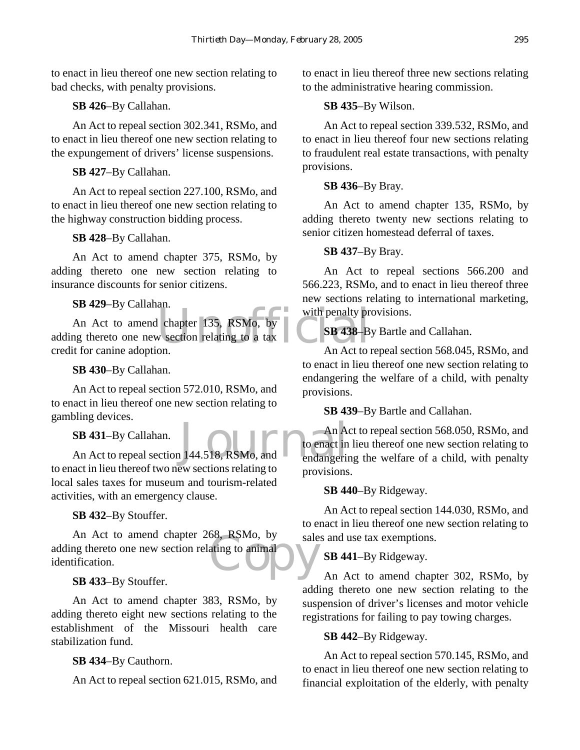to enact in lieu thereof one new section relating to bad checks, with penalty provisions.

**SB 426**–By Callahan.

An Act to repeal section 302.341, RSMo, and to enact in lieu thereof one new section relating to the expungement of drivers' license suspensions.

**SB 427**–By Callahan.

An Act to repeal section 227.100, RSMo, and to enact in lieu thereof one new section relating to the highway construction bidding process.

**SB 428**–By Callahan.

An Act to amend chapter 375, RSMo, by adding thereto one new section relating to insurance discounts for senior citizens.

**SB 429**–By Callahan.

An Act to amend chapter 135, RSMo, by adding thereto one new section relating to a tax credit for canine adoption.

**SB 430**–By Callahan.

An Act to repeal section 572.010, RSMo, and to enact in lieu thereof one new section relating to gambling devices.

**SB 431**–By Callahan.

An Act to repeal section 144.518, RSMo, and to enact in lieu thereof two new sections relating to local sales taxes for museum and tourism-related activities, with an emergency clause.

**SB 432**–By Stouffer.

An Act to amend chapter 268, RSMo, by adding thereto one new section relating to animal identification.

**SB 433**–By Stouffer.

An Act to amend chapter 383, RSMo, by adding thereto eight new sections relating to the establishment of the Missouri health care stabilization fund.

**SB 434**–By Cauthorn.

An Act to repeal section 621.015, RSMo, and to enact in lieu thereof three new sections relating to the administrative hearing commission.

**SB 435**–By Wilson.

An Act to repeal section 339.532, RSMo, and to enact in lieu thereof four new sections relating to fraudulent real estate transactions, with penalty provisions.

**SB 436**–By Bray.

An Act to amend chapter 135, RSMo, by adding thereto twenty new sections relating to senior citizen homestead deferral of taxes.

**SB 437**–By Bray.

An Act to repeal sections 566.200 and 566.223, RSMo, and to enact in lieu thereof three new sections relating to international marketing, with penalty provisions.

**SB 438**–By Bartle and Callahan.

An Act to repeal section 568.045, RSMo, and to enact in lieu thereof one new section relating to endangering the welfare of a child, with penalty provisions.

**SB 439**–By Bartle and Callahan.

An Act to repeal section 568.050, RSMo, and to enact in lieu thereof one new section relating to endangering the welfare of a child, with penalty provisions.

**SB 440**–By Ridgeway.

An Act to repeal section 144.030, RSMo, and to enact in lieu thereof one new section relating to sales and use tax exemptions.

**SB 441**–By Ridgeway.

An Act to amend chapter 302, RSMo, by adding thereto one new section relating to the suspension of driver's licenses and motor vehicle registrations for failing to pay towing charges.

**SB 442**–By Ridgeway.

An Act to repeal section 570.145, RSMo, and to enact in lieu thereof one new section relating to financial exploitation of the elderly, with penalty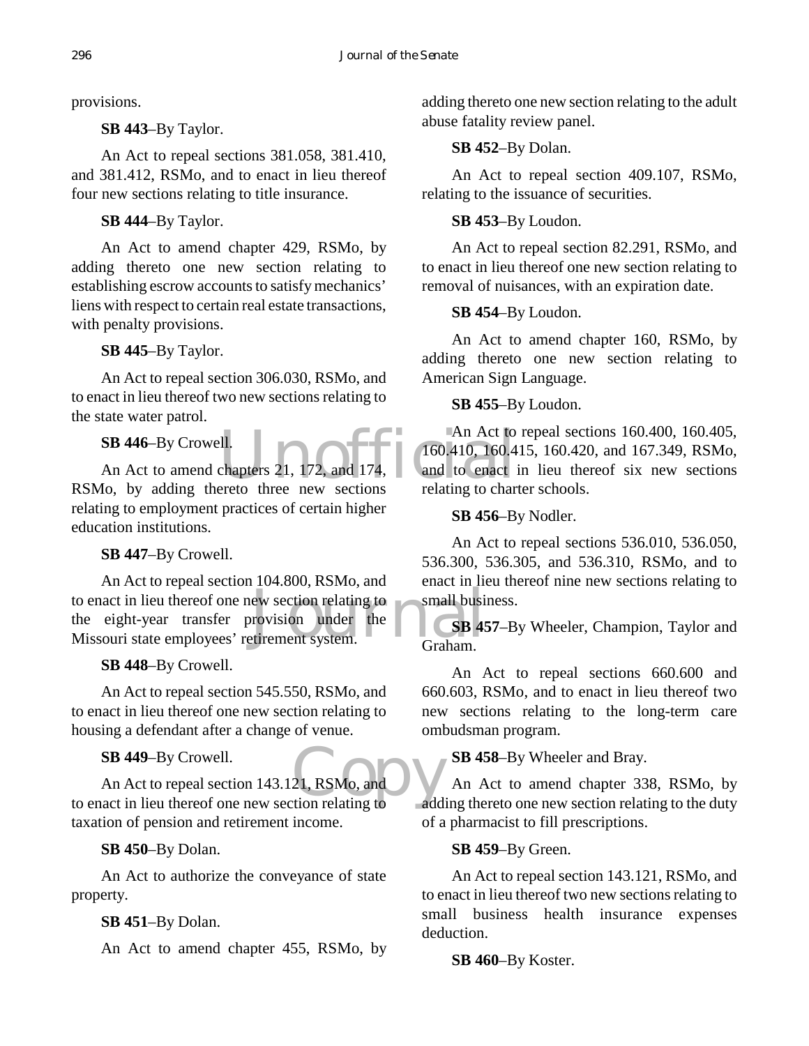provisions.

**SB 443**–By Taylor.

An Act to repeal sections 381.058, 381.410, and 381.412, RSMo, and to enact in lieu thereof four new sections relating to title insurance.

**SB 444**–By Taylor.

An Act to amend chapter 429, RSMo, by adding thereto one new section relating to establishing escrow accounts to satisfy mechanics' liens with respect to certain real estate transactions, with penalty provisions.

**SB 445**–By Taylor.

An Act to repeal section 306.030, RSMo, and to enact in lieu thereof two new sections relating to the state water patrol.

**SB 446**–By Crowell.

An Act to amend chapters 21, 172, and 174, RSMo, by adding thereto three new sections relating to employment practices of certain higher education institutions.

**SB 447**–By Crowell.

An Act to repeal section 104.800, RSMo, and to enact in lieu thereof one new section relating to the eight-year transfer provision under the Missouri state employees' retirement system.

**SB 448**–By Crowell.

An Act to repeal section 545.550, RSMo, and to enact in lieu thereof one new section relating to housing a defendant after a change of venue.

**SB 449**–By Crowell.

An Act to repeal section 143.121, RSMo, and to enact in lieu thereof one new section relating to taxation of pension and retirement income.

**SB 450**–By Dolan.

An Act to authorize the conveyance of state property.

**SB 451**–By Dolan.

An Act to amend chapter 455, RSMo, by adding thereto one new section relating to the adult abuse fatality review panel.

**SB 452**–By Dolan.

An Act to repeal section 409.107, RSMo, relating to the issuance of securities.

**SB 453**–By Loudon.

An Act to repeal section 82.291, RSMo, and to enact in lieu thereof one new section relating to removal of nuisances, with an expiration date.

**SB 454**–By Loudon.

An Act to amend chapter 160, RSMo, by adding thereto one new section relating to American Sign Language.

**SB 455**–By Loudon.

An Act to repeal sections 160.400, 160.405, 160.410, 160.415, 160.420, and 167.349, RSMo, and to enact in lieu thereof six new sections relating to charter schools.

**SB 456**–By Nodler.

An Act to repeal sections 536.010, 536.050, 536.300, 536.305, and 536.310, RSMo, and to enact in lieu thereof nine new sections relating to small business.

**SB 457**–By Wheeler, Champion, Taylor and Graham.

An Act to repeal sections 660.600 and 660.603, RSMo, and to enact in lieu thereof two new sections relating to the long-term care ombudsman program.

**SB 458**–By Wheeler and Bray.

An Act to amend chapter 338, RSMo, by adding thereto one new section relating to the duty of a pharmacist to fill prescriptions.

**SB 459**–By Green.

An Act to repeal section 143.121, RSMo, and to enact in lieu thereof two new sections relating to small business health insurance expenses deduction.

**SB 460**–By Koster.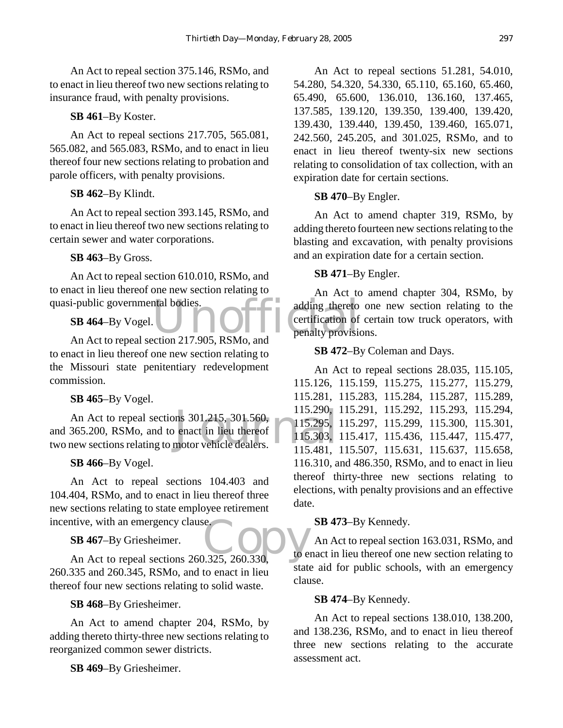An Act to repeal section 375.146, RSMo, and to enact in lieu thereof two new sections relating to insurance fraud, with penalty provisions.

**SB 461**–By Koster.

An Act to repeal sections 217.705, 565.081, 565.082, and 565.083, RSMo, and to enact in lieu thereof four new sections relating to probation and parole officers, with penalty provisions.

**SB 462**–By Klindt.

An Act to repeal section 393.145, RSMo, and to enact in lieu thereof two new sections relating to certain sewer and water corporations.

**SB 463**–By Gross.

An Act to repeal section 610.010, RSMo, and to enact in lieu thereof one new section relating to quasi-public governmental bodies.

**SB 464**–By Vogel.

An Act to repeal section 217.905, RSMo, and to enact in lieu thereof one new section relating to the Missouri state penitentiary redevelopment commission.

**SB 465**–By Vogel.

An Act to repeal sections 301.215, 301.560, and 365.200, RSMo, and to enact in lieu thereof two new sections relating to motor vehicle dealers.

**SB 466**–By Vogel.

An Act to repeal sections 104.403 and 104.404, RSMo, and to enact in lieu thereof three new sections relating to state employee retirement incentive, with an emergency clause.

**SB 467**–By Griesheimer.

An Act to repeal sections 260.325, 260.330, 260.335 and 260.345, RSMo, and to enact in lieu thereof four new sections relating to solid waste.

**SB 468**–By Griesheimer.

An Act to amend chapter 204, RSMo, by adding thereto thirty-three new sections relating to reorganized common sewer districts.

**SB 469**–By Griesheimer.

An Act to repeal sections 51.281, 54.010, 54.280, 54.320, 54.330, 65.110, 65.160, 65.460, 65.490, 65.600, 136.010, 136.160, 137.465, 137.585, 139.120, 139.350, 139.400, 139.420, 139.430, 139.440, 139.450, 139.460, 165.071, 242.560, 245.205, and 301.025, RSMo, and to enact in lieu thereof twenty-six new sections relating to consolidation of tax collection, with an expiration date for certain sections.

**SB 470**–By Engler.

An Act to amend chapter 319, RSMo, by adding thereto fourteen new sections relating to the blasting and excavation, with penalty provisions and an expiration date for a certain section.

**SB 471**–By Engler.

An Act to amend chapter 304, RSMo, by adding thereto one new section relating to the certification of certain tow truck operators, with penalty provisions.

**SB 472**–By Coleman and Days.

An Act to repeal sections 28.035, 115.105, 115.126, 115.159, 115.275, 115.277, 115.279, 115.281, 115.283, 115.284, 115.287, 115.289, 115.290, 115.291, 115.292, 115.293, 115.294, 115.295, 115.297, 115.299, 115.300, 115.301, 115.303, 115.417, 115.436, 115.447, 115.477, 115.481, 115.507, 115.631, 115.637, 115.658, 116.310, and 486.350, RSMo, and to enact in lieu thereof thirty-three new sections relating to elections, with penalty provisions and an effective date.

**SB 473**–By Kennedy.

An Act to repeal section 163.031, RSMo, and to enact in lieu thereof one new section relating to state aid for public schools, with an emergency clause.

**SB 474**–By Kennedy.

An Act to repeal sections 138.010, 138.200, and 138.236, RSMo, and to enact in lieu thereof three new sections relating to the accurate assessment act.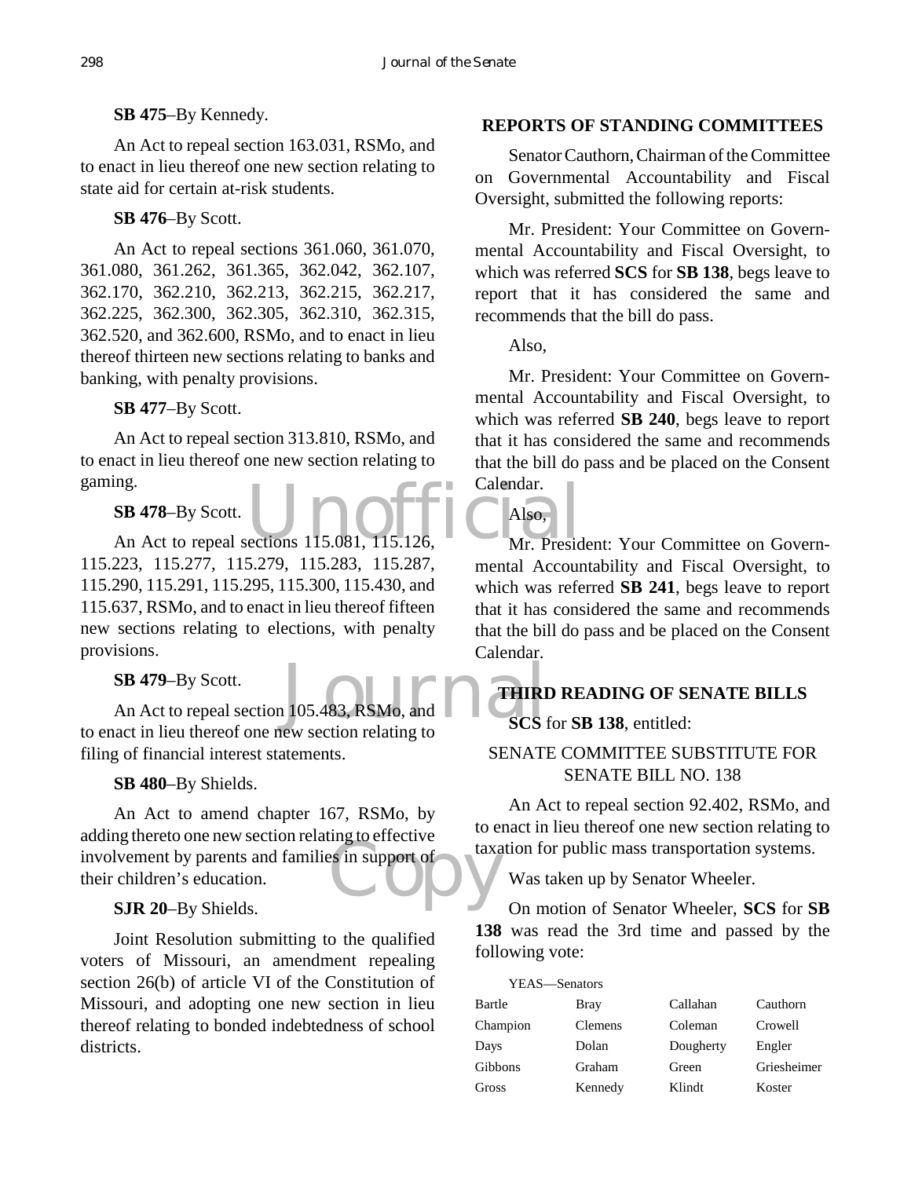**SB 475**–By Kennedy.

An Act to repeal section 163.031, RSMo, and to enact in lieu thereof one new section relating to state aid for certain at-risk students.

**SB 476**–By Scott.

An Act to repeal sections 361.060, 361.070, 361.080, 361.262, 361.365, 362.042, 362.107, 362.170, 362.210, 362.213, 362.215, 362.217, 362.225, 362.300, 362.305, 362.310, 362.315, 362.520, and 362.600, RSMo, and to enact in lieu thereof thirteen new sections relating to banks and banking, with penalty provisions.

**SB 477**–By Scott.

An Act to repeal section 313.810, RSMo, and to enact in lieu thereof one new section relating to gaming.

**SB 478**–By Scott.

An Act to repeal sections 115.081, 115.126, 115.223, 115.277, 115.279, 115.283, 115.287, 115.290, 115.291, 115.295, 115.300, 115.430, and 115.637, RSMo, and to enact in lieu thereof fifteen new sections relating to elections, with penalty provisions.

**SB 479**–By Scott.

An Act to repeal section 105.483, RSMo, and to enact in lieu thereof one new section relating to filing of financial interest statements.

**SB 480**–By Shields.

An Act to amend chapter 167, RSMo, by adding thereto one new section relating to effective involvement by parents and families in support of their children's education.

**SJR 20**–By Shields.

Joint Resolution submitting to the qualified voters of Missouri, an amendment repealing section 26(b) of article VI of the Constitution of Missouri, and adopting one new section in lieu thereof relating to bonded indebtedness of school districts.

## REPORTS OF STANDING COMMITTEES

Senator Cauthorn, Chairman of the Committee on Governmental Accountability and Fiscal Oversight, submitted the following reports:

Mr. President: Your Committee on Governmental Accountability and Fiscal Oversight, to which was referred **SCS** for **SB 138**, begs leave to report that it has considered the same and recommends that the bill do pass.

Also,

Mr. President: Your Committee on Governmental Accountability and Fiscal Oversight, to which was referred **SB 240**, begs leave to report that it has considered the same and recommends that the bill do pass and be placed on the Consent Calendar.

Also,

Mr. President: Your Committee on Governmental Accountability and Fiscal Oversight, to which was referred **SB 241**, begs leave to report that it has considered the same and recommends that the bill do pass and be placed on the Consent Calendar.

## THIRD READING OF SENATE BILLS

**SCS** for **SB 138**, entitled:

SENATE COMMITTEE SUBSTITUTE FOR SENATE BILL NO. 138

An Act to repeal section 92.402, RSMo, and to enact in lieu thereof one new section relating to taxation for public mass transportation systems.

Was taken up by Senator Wheeler.

On motion of Senator Wheeler, **SCS** for **SB 138** was read the 3rd time and passed by the following vote:

YEAS—Senators

| | | | |
|---|---|---|---|
| Bartle | Bray | Callahan | Cauthorn |
| Champion | Clemens | Coleman | Crowell |
| Days | Dolan | Dougherty | Engler |
| Gibbons | Graham | Green | Griesheimer |
| Gross | Kennedy | Klindt | Koster |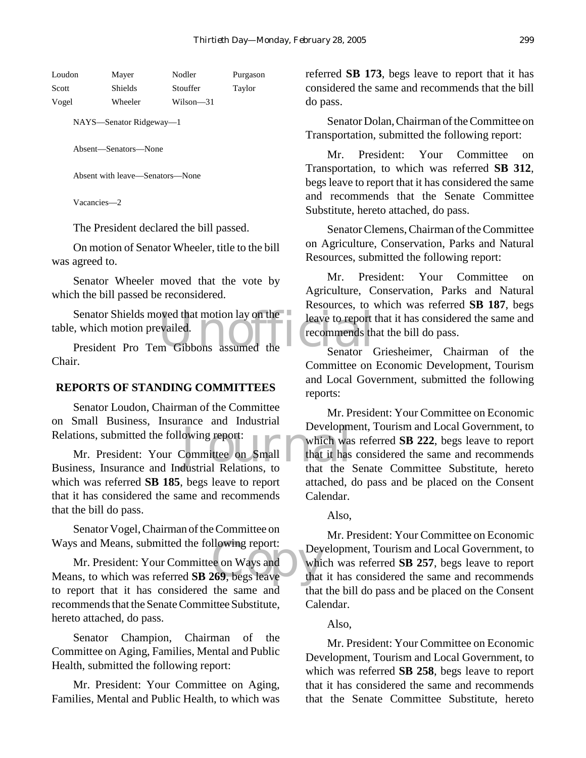| Loudon | Mayer | Nodler | Purgason |
|---|---|---|---|
| Scott | Shields | Stouffer | Taylor |
| Vogel | Wheeler | Wilson—31 | |

NAYS—Senator Ridgeway—1

Absent—Senators—None

Absent with leave—Senators—None

Vacancies—2

The President declared the bill passed.

On motion of Senator Wheeler, title to the bill was agreed to.

Senator Wheeler moved that the vote by which the bill passed be reconsidered.

Senator Shields moved that motion lay on the table, which motion prevailed.

President Pro Tem Gibbons assumed the Chair.

## REPORTS OF STANDING COMMITTEES

Senator Loudon, Chairman of the Committee on Small Business, Insurance and Industrial Relations, submitted the following report:

Mr. President: Your Committee on Small Business, Insurance and Industrial Relations, to which was referred **SB 185**, begs leave to report that it has considered the same and recommends that the bill do pass.

Senator Vogel, Chairman of the Committee on Ways and Means, submitted the following report:

Mr. President: Your Committee on Ways and Means, to which was referred **SB 269**, begs leave to report that it has considered the same and recommends that the Senate Committee Substitute, hereto attached, do pass.

Senator Champion, Chairman of the Committee on Aging, Families, Mental and Public Health, submitted the following report:

Mr. President: Your Committee on Aging, Families, Mental and Public Health, to which was referred **SB 173**, begs leave to report that it has considered the same and recommends that the bill do pass.

Senator Dolan, Chairman of the Committee on Transportation, submitted the following report:

Mr. President: Your Committee on Transportation, to which was referred **SB 312**, begs leave to report that it has considered the same and recommends that the Senate Committee Substitute, hereto attached, do pass.

Senator Clemens, Chairman of the Committee on Agriculture, Conservation, Parks and Natural Resources, submitted the following report:

Mr. President: Your Committee on Agriculture, Conservation, Parks and Natural Resources, to which was referred **SB 187**, begs leave to report that it has considered the same and recommends that the bill do pass.

Senator Griesheimer, Chairman of the Committee on Economic Development, Tourism and Local Government, submitted the following reports:

Mr. President: Your Committee on Economic Development, Tourism and Local Government, to which was referred **SB 222**, begs leave to report that it has considered the same and recommends that the Senate Committee Substitute, hereto attached, do pass and be placed on the Consent Calendar.

Also,

Mr. President: Your Committee on Economic Development, Tourism and Local Government, to which was referred **SB 257**, begs leave to report that it has considered the same and recommends that the bill do pass and be placed on the Consent Calendar.

Also,

Mr. President: Your Committee on Economic Development, Tourism and Local Government, to which was referred **SB 258**, begs leave to report that it has considered the same and recommends that the Senate Committee Substitute, hereto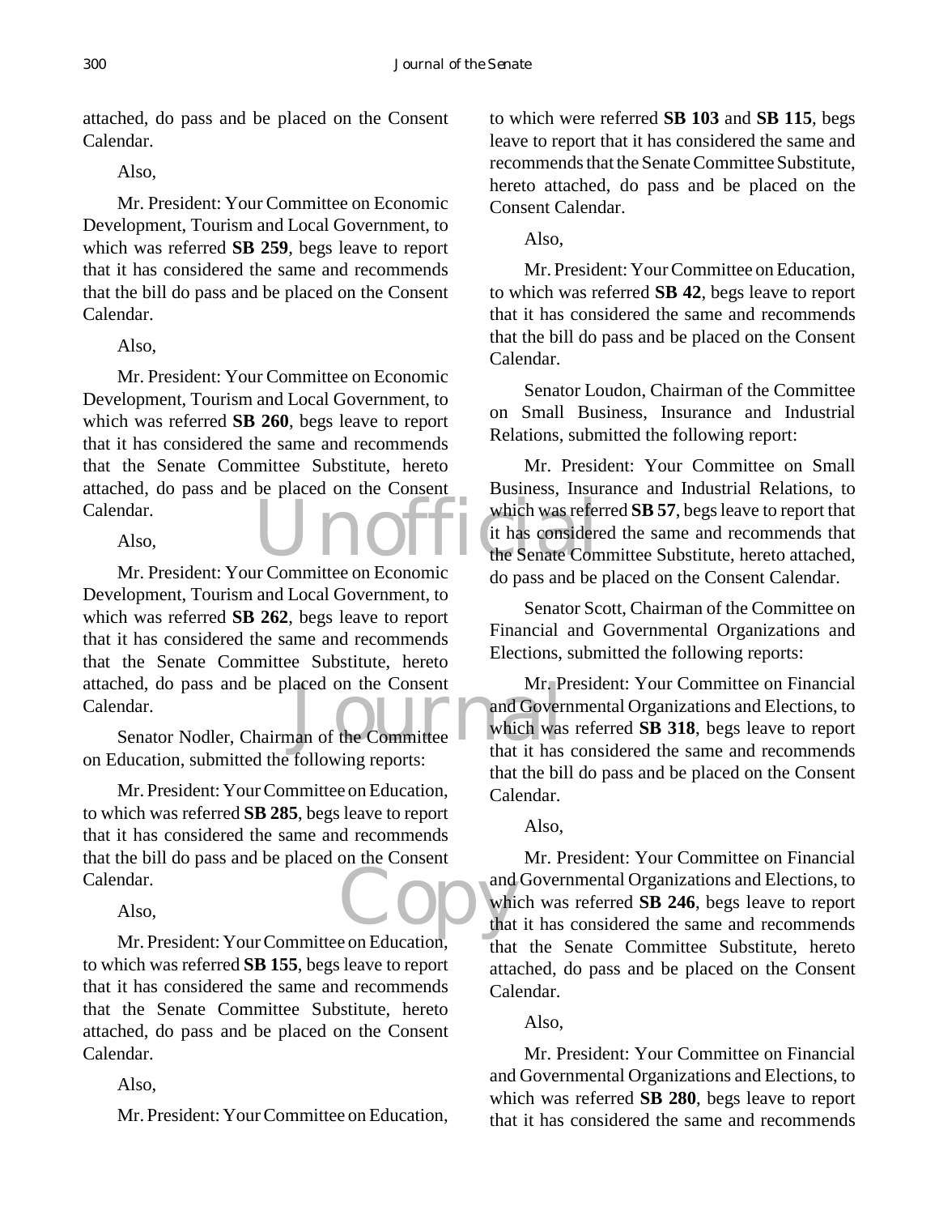attached, do pass and be placed on the Consent Calendar.

Also,

Mr. President: Your Committee on Economic Development, Tourism and Local Government, to which was referred **SB 259**, begs leave to report that it has considered the same and recommends that the bill do pass and be placed on the Consent Calendar.

Also,

Mr. President: Your Committee on Economic Development, Tourism and Local Government, to which was referred **SB 260**, begs leave to report that it has considered the same and recommends that the Senate Committee Substitute, hereto attached, do pass and be placed on the Consent Calendar.

Also,

Mr. President: Your Committee on Economic Development, Tourism and Local Government, to which was referred **SB 262**, begs leave to report that it has considered the same and recommends that the Senate Committee Substitute, hereto attached, do pass and be placed on the Consent Calendar.

Senator Nodler, Chairman of the Committee on Education, submitted the following reports:

Mr. President: Your Committee on Education, to which was referred **SB 285**, begs leave to report that it has considered the same and recommends that the bill do pass and be placed on the Consent Calendar.

Also,

Mr. President: Your Committee on Education, to which was referred **SB 155**, begs leave to report that it has considered the same and recommends that the Senate Committee Substitute, hereto attached, do pass and be placed on the Consent Calendar.

Also,

Mr. President: Your Committee on Education, to which were referred **SB 103** and **SB 115**, begs leave to report that it has considered the same and recommends that the Senate Committee Substitute, hereto attached, do pass and be placed on the Consent Calendar.

Also,

Mr. President: Your Committee on Education, to which was referred **SB 42**, begs leave to report that it has considered the same and recommends that the bill do pass and be placed on the Consent Calendar.

Senator Loudon, Chairman of the Committee on Small Business, Insurance and Industrial Relations, submitted the following report:

Mr. President: Your Committee on Small Business, Insurance and Industrial Relations, to which was referred **SB 57**, begs leave to report that it has considered the same and recommends that the Senate Committee Substitute, hereto attached, do pass and be placed on the Consent Calendar.

Senator Scott, Chairman of the Committee on Financial and Governmental Organizations and Elections, submitted the following reports:

Mr. President: Your Committee on Financial and Governmental Organizations and Elections, to which was referred **SB 318**, begs leave to report that it has considered the same and recommends that the bill do pass and be placed on the Consent Calendar.

Also,

Mr. President: Your Committee on Financial and Governmental Organizations and Elections, to which was referred **SB 246**, begs leave to report that it has considered the same and recommends that the Senate Committee Substitute, hereto attached, do pass and be placed on the Consent Calendar.

Also,

Mr. President: Your Committee on Financial and Governmental Organizations and Elections, to which was referred **SB 280**, begs leave to report that it has considered the same and recommends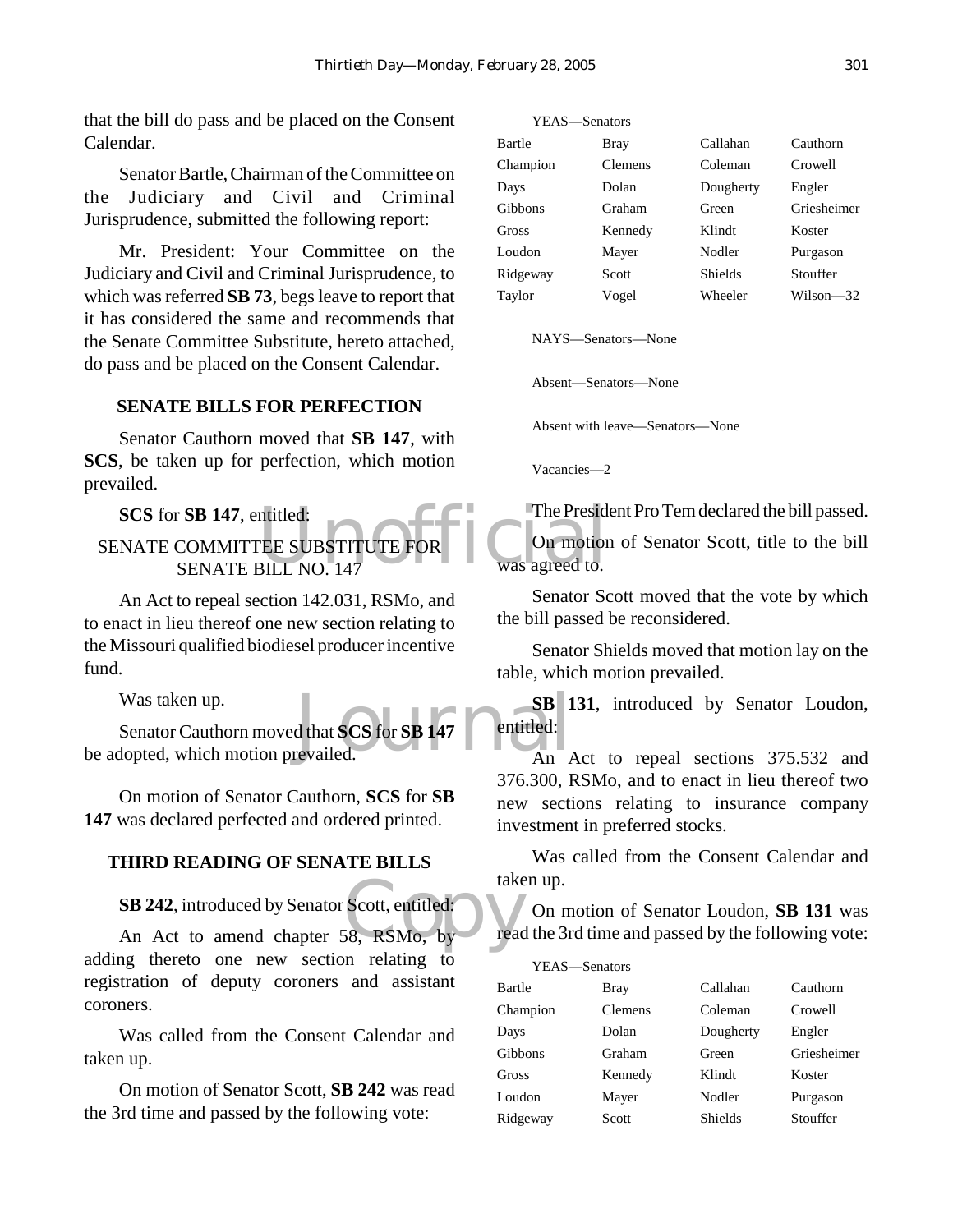that the bill do pass and be placed on the Consent Calendar.

Senator Bartle, Chairman of the Committee on the Judiciary and Civil and Criminal Jurisprudence, submitted the following report:

Mr. President: Your Committee on the Judiciary and Civil and Criminal Jurisprudence, to which was referred **SB 73**, begs leave to report that it has considered the same and recommends that the Senate Committee Substitute, hereto attached, do pass and be placed on the Consent Calendar.

## SENATE BILLS FOR PERFECTION

Senator Cauthorn moved that **SB 147**, with **SCS**, be taken up for perfection, which motion prevailed.

**SCS** for **SB 147**, entitled:

SENATE COMMITTEE SUBSTITUTE FOR SENATE BILL NO. 147

An Act to repeal section 142.031, RSMo, and to enact in lieu thereof one new section relating to the Missouri qualified biodiesel producer incentive fund.

Was taken up.

Senator Cauthorn moved that **SCS** for **SB 147** be adopted, which motion prevailed.

On motion of Senator Cauthorn, **SCS** for **SB 147** was declared perfected and ordered printed.

## THIRD READING OF SENATE BILLS

**SB 242**, introduced by Senator Scott, entitled:

An Act to amend chapter 58, RSMo, by adding thereto one new section relating to registration of deputy coroners and assistant coroners.

Was called from the Consent Calendar and taken up.

On motion of Senator Scott, **SB 242** was read the 3rd time and passed by the following vote:

YEAS—Senators

| | | | |
|---|---|---|---|
| Bartle | Bray | Callahan | Cauthorn |
| Champion | Clemens | Coleman | Crowell |
| Days | Dolan | Dougherty | Engler |
| Gibbons | Graham | Green | Griesheimer |
| Gross | Kennedy | Klindt | Koster |
| Loudon | Mayer | Nodler | Purgason |
| Ridgeway | Scott | Shields | Stouffer |
| Taylor | Vogel | Wheeler | Wilson—32 |

NAYS—Senators—None

Absent—Senators—None

Absent with leave—Senators—None

Vacancies—2

The President Pro Tem declared the bill passed.

On motion of Senator Scott, title to the bill was agreed to.

Senator Scott moved that the vote by which the bill passed be reconsidered.

Senator Shields moved that motion lay on the table, which motion prevailed.

**SB 131**, introduced by Senator Loudon, entitled:

An Act to repeal sections 375.532 and 376.300, RSMo, and to enact in lieu thereof two new sections relating to insurance company investment in preferred stocks.

Was called from the Consent Calendar and taken up.

On motion of Senator Loudon, **SB 131** was read the 3rd time and passed by the following vote:

YEAS—Senators

| | | | |
|---|---|---|---|
| Bartle | Bray | Callahan | Cauthorn |
| Champion | Clemens | Coleman | Crowell |
| Days | Dolan | Dougherty | Engler |
| Gibbons | Graham | Green | Griesheimer |
| Gross | Kennedy | Klindt | Koster |
| Loudon | Mayer | Nodler | Purgason |
| Ridgeway | Scott | Shields | Stouffer |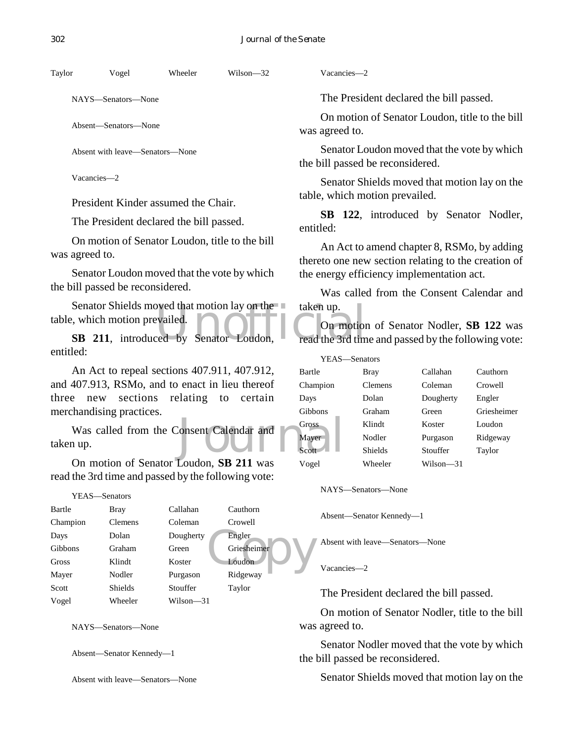| Taylor | Vogel | Wheeler | Wilson—32 |
|---|---|---|---|

NAYS—Senators—None

Absent—Senators—None

Absent with leave—Senators—None

Vacancies—2

President Kinder assumed the Chair.

The President declared the bill passed.

On motion of Senator Loudon, title to the bill was agreed to.

Senator Loudon moved that the vote by which the bill passed be reconsidered.

Senator Shields moved that motion lay on the table, which motion prevailed.

**SB 211**, introduced by Senator Loudon, entitled:

An Act to repeal sections 407.911, 407.912, and 407.913, RSMo, and to enact in lieu thereof three new sections relating to certain merchandising practices.

Was called from the Consent Calendar and taken up.

On motion of Senator Loudon, **SB 211** was read the 3rd time and passed by the following vote:

YEAS—Senators

| Bartle | Bray | Callahan | Cauthorn |
|---|---|---|---|
| Champion | Clemens | Coleman | Crowell |
| Days | Dolan | Dougherty | Engler |
| Gibbons | Graham | Green | Griesheimer |
| Gross | Klindt | Koster | Loudon |
| Mayer | Nodler | Purgason | Ridgeway |
| Scott | Shields | Stouffer | Taylor |
| Vogel | Wheeler | Wilson—31 | |

NAYS—Senators—None

Absent—Senator Kennedy—1

Absent with leave—Senators—None

Vacancies—2

The President declared the bill passed.

On motion of Senator Loudon, title to the bill was agreed to.

Senator Loudon moved that the vote by which the bill passed be reconsidered.

Senator Shields moved that motion lay on the table, which motion prevailed.

**SB 122**, introduced by Senator Nodler, entitled:

An Act to amend chapter 8, RSMo, by adding thereto one new section relating to the creation of the energy efficiency implementation act.

Was called from the Consent Calendar and taken up.

On motion of Senator Nodler, **SB 122** was read the 3rd time and passed by the following vote:

YEAS—Senators

| Bartle | Bray | Callahan | Cauthorn |
|---|---|---|---|
| Champion | Clemens | Coleman | Crowell |
| Days | Dolan | Dougherty | Engler |
| Gibbons | Graham | Green | Griesheimer |
| Gross | Klindt | Koster | Loudon |
| Mayer | Nodler | Purgason | Ridgeway |
| Scott | Shields | Stouffer | Taylor |
| Vogel | Wheeler | Wilson—31 | |

NAYS—Senators—None

Absent—Senator Kennedy—1

Absent with leave—Senators—None

Vacancies—2

The President declared the bill passed.

On motion of Senator Nodler, title to the bill was agreed to.

Senator Nodler moved that the vote by which the bill passed be reconsidered.

Senator Shields moved that motion lay on the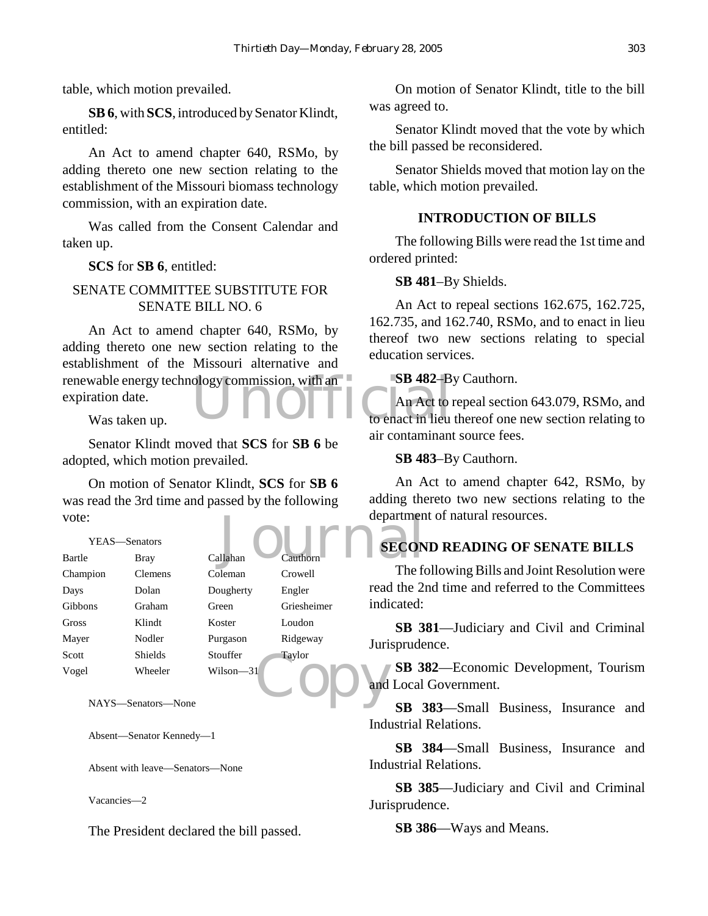table, which motion prevailed.

**SB 6**, with **SCS**, introduced by Senator Klindt, entitled:

An Act to amend chapter 640, RSMo, by adding thereto one new section relating to the establishment of the Missouri biomass technology commission, with an expiration date.

Was called from the Consent Calendar and taken up.

**SCS** for **SB 6**, entitled:

SENATE COMMITTEE SUBSTITUTE FOR SENATE BILL NO. 6

An Act to amend chapter 640, RSMo, by adding thereto one new section relating to the establishment of the Missouri alternative and renewable energy technology commission, with an expiration date.

Was taken up.

Senator Klindt moved that **SCS** for **SB 6** be adopted, which motion prevailed.

On motion of Senator Klindt, **SCS** for **SB 6** was read the 3rd time and passed by the following vote:

YEAS—Senators

| | | | |
|---|---|---|---|
| Bartle | Bray | Callahan | Cauthorn |
| Champion | Clemens | Coleman | Crowell |
| Days | Dolan | Dougherty | Engler |
| Gibbons | Graham | Green | Griesheimer |
| Gross | Klindt | Koster | Loudon |
| Mayer | Nodler | Purgason | Ridgeway |
| Scott | Shields | Stouffer | Taylor |
| Vogel | Wheeler | Wilson—31 | |

NAYS—Senators—None

Absent—Senator Kennedy—1

Absent with leave—Senators—None

Vacancies—2

The President declared the bill passed.

On motion of Senator Klindt, title to the bill was agreed to.

Senator Klindt moved that the vote by which the bill passed be reconsidered.

Senator Shields moved that motion lay on the table, which motion prevailed.

## INTRODUCTION OF BILLS

The following Bills were read the 1st time and ordered printed:

**SB 481**–By Shields.

An Act to repeal sections 162.675, 162.725, 162.735, and 162.740, RSMo, and to enact in lieu thereof two new sections relating to special education services.

**SB 482**–By Cauthorn.

An Act to repeal section 643.079, RSMo, and to enact in lieu thereof one new section relating to air contaminant source fees.

**SB 483**–By Cauthorn.

An Act to amend chapter 642, RSMo, by adding thereto two new sections relating to the department of natural resources.

## SECOND READING OF SENATE BILLS

The following Bills and Joint Resolution were read the 2nd time and referred to the Committees indicated:

**SB 381**—Judiciary and Civil and Criminal Jurisprudence.

**SB 382**—Economic Development, Tourism and Local Government.

**SB 383**—Small Business, Insurance and Industrial Relations.

**SB 384**—Small Business, Insurance and Industrial Relations.

**SB 385**—Judiciary and Civil and Criminal Jurisprudence.

**SB 386**—Ways and Means.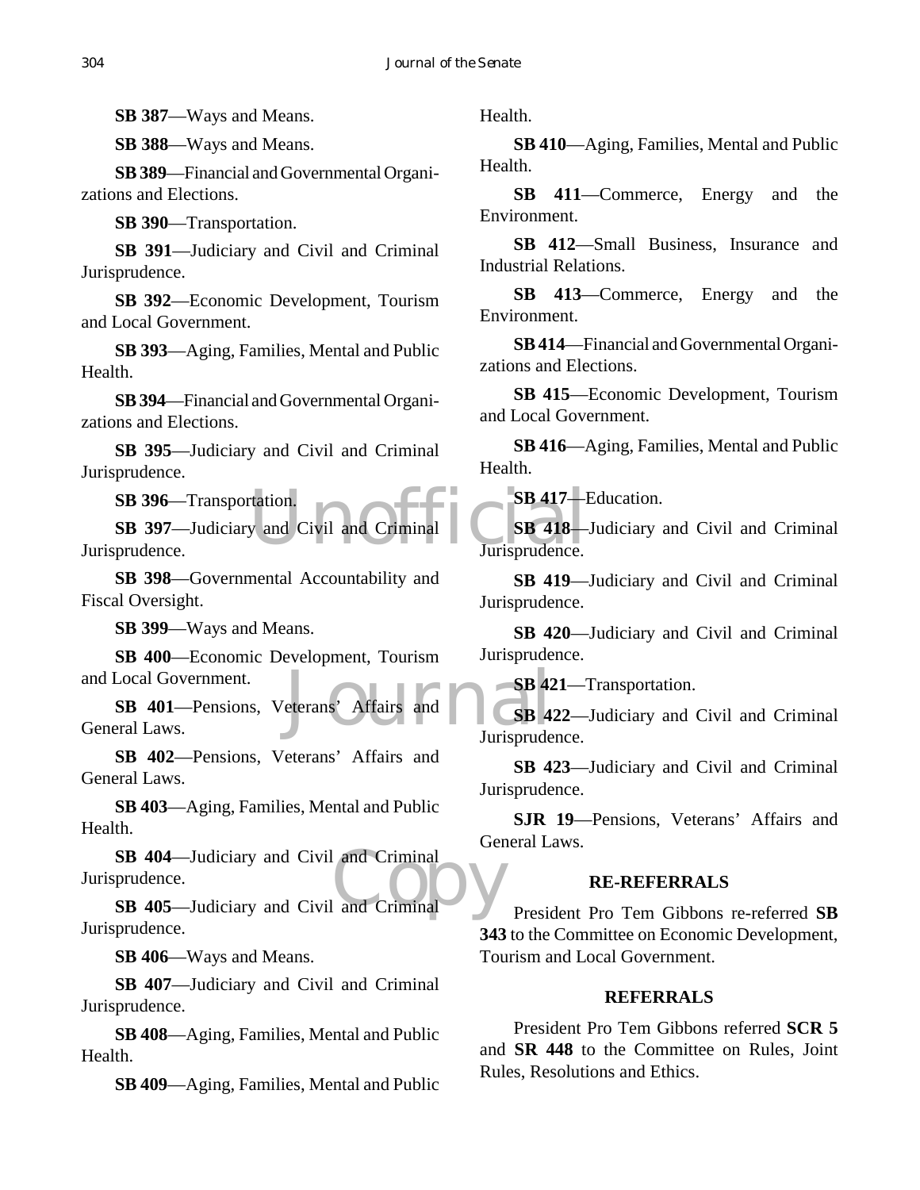**SB 387**—Ways and Means.

**SB 388**—Ways and Means.

**SB 389**—Financial and Governmental Organizations and Elections.

**SB 390**—Transportation.

**SB 391**—Judiciary and Civil and Criminal Jurisprudence.

**SB 392**—Economic Development, Tourism and Local Government.

**SB 393**—Aging, Families, Mental and Public Health.

**SB 394**—Financial and Governmental Organizations and Elections.

**SB 395**—Judiciary and Civil and Criminal Jurisprudence.

**SB 396**—Transportation.

**SB 397**—Judiciary and Civil and Criminal Jurisprudence.

**SB 398**—Governmental Accountability and Fiscal Oversight.

**SB 399**—Ways and Means.

**SB 400**—Economic Development, Tourism and Local Government.

**SB 401**—Pensions, Veterans' Affairs and General Laws.

**SB 402**—Pensions, Veterans' Affairs and General Laws.

**SB 403**—Aging, Families, Mental and Public Health.

**SB 404**—Judiciary and Civil and Criminal Jurisprudence.

**SB 405**—Judiciary and Civil and Criminal Jurisprudence.

**SB 406**—Ways and Means.

**SB 407**—Judiciary and Civil and Criminal Jurisprudence.

**SB 408**—Aging, Families, Mental and Public Health.

**SB 409**—Aging, Families, Mental and Public Health.

**SB 410**—Aging, Families, Mental and Public Health.

**SB 411**—Commerce, Energy and the Environment.

**SB 412**—Small Business, Insurance and Industrial Relations.

**SB 413**—Commerce, Energy and the Environment.

**SB 414**—Financial and Governmental Organizations and Elections.

**SB 415**—Economic Development, Tourism and Local Government.

**SB 416**—Aging, Families, Mental and Public Health.

**SB 417**—Education.

**SB 418**—Judiciary and Civil and Criminal Jurisprudence.

**SB 419**—Judiciary and Civil and Criminal Jurisprudence.

**SB 420**—Judiciary and Civil and Criminal Jurisprudence.

**SB 421**—Transportation.

**SB 422**—Judiciary and Civil and Criminal Jurisprudence.

**SB 423**—Judiciary and Civil and Criminal Jurisprudence.

**SJR 19**—Pensions, Veterans' Affairs and General Laws.

## RE-REFERRALS

President Pro Tem Gibbons re-referred **SB 343** to the Committee on Economic Development, Tourism and Local Government.

## REFERRALS

President Pro Tem Gibbons referred **SCR 5** and **SR 448** to the Committee on Rules, Joint Rules, Resolutions and Ethics.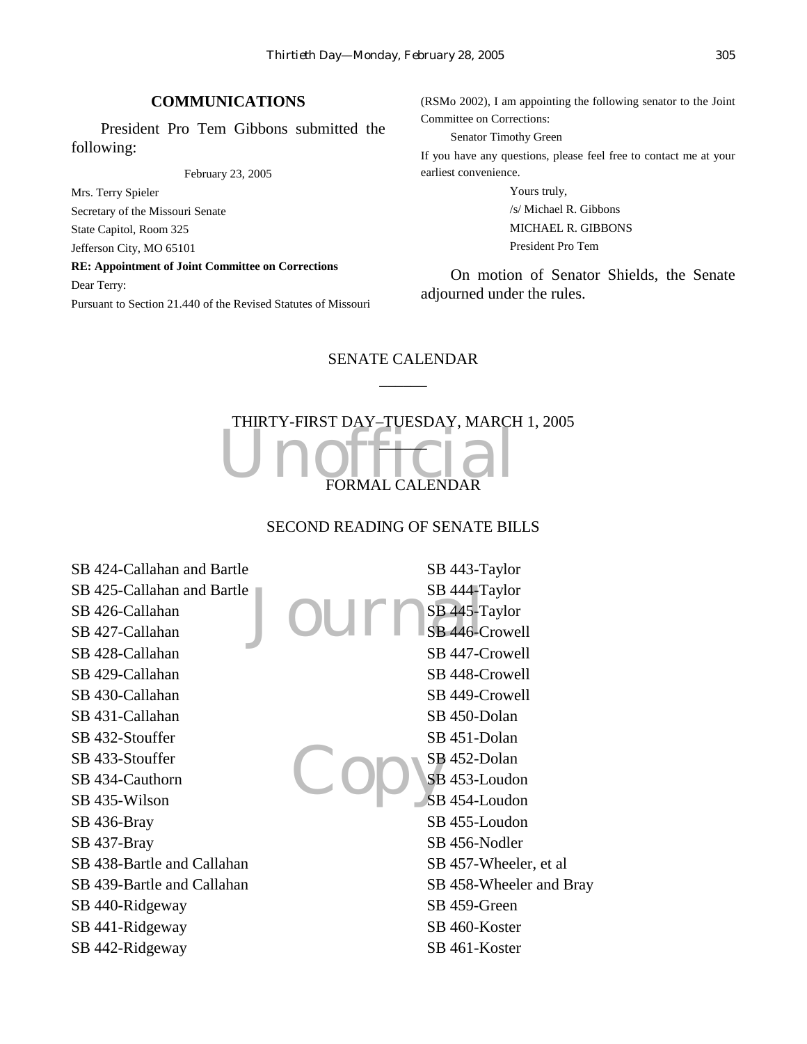## COMMUNICATIONS

President Pro Tem Gibbons submitted the following:

February 23, 2005

Mrs. Terry Spieler
Secretary of the Missouri Senate
State Capitol, Room 325
Jefferson City, MO 65101

**RE: Appointment of Joint Committee on Corrections**

Dear Terry:

Pursuant to Section 21.440 of the Revised Statutes of Missouri (RSMo 2002), I am appointing the following senator to the Joint Committee on Corrections:

Senator Timothy Green

If you have any questions, please feel free to contact me at your earliest convenience.

Yours truly,
/s/ Michael R. Gibbons
MICHAEL R. GIBBONS
President Pro Tem

On motion of Senator Shields, the Senate adjourned under the rules.

# SENATE CALENDAR

## THIRTY-FIRST DAY–TUESDAY, MARCH 1, 2005

## FORMAL CALENDAR

### SECOND READING OF SENATE BILLS

SB 424-Callahan and Bartle
SB 425-Callahan and Bartle
SB 426-Callahan
SB 427-Callahan
SB 428-Callahan
SB 429-Callahan
SB 430-Callahan
SB 431-Callahan
SB 432-Stouffer
SB 433-Stouffer
SB 434-Cauthorn
SB 435-Wilson
SB 436-Bray
SB 437-Bray
SB 438-Bartle and Callahan
SB 439-Bartle and Callahan
SB 440-Ridgeway
SB 441-Ridgeway
SB 442-Ridgeway
SB 443-Taylor
SB 444-Taylor
SB 445-Taylor
SB 446-Crowell
SB 447-Crowell
SB 448-Crowell
SB 449-Crowell
SB 450-Dolan
SB 451-Dolan
SB 452-Dolan
SB 453-Loudon
SB 454-Loudon
SB 455-Loudon
SB 456-Nodler
SB 457-Wheeler, et al
SB 458-Wheeler and Bray
SB 459-Green
SB 460-Koster
SB 461-Koster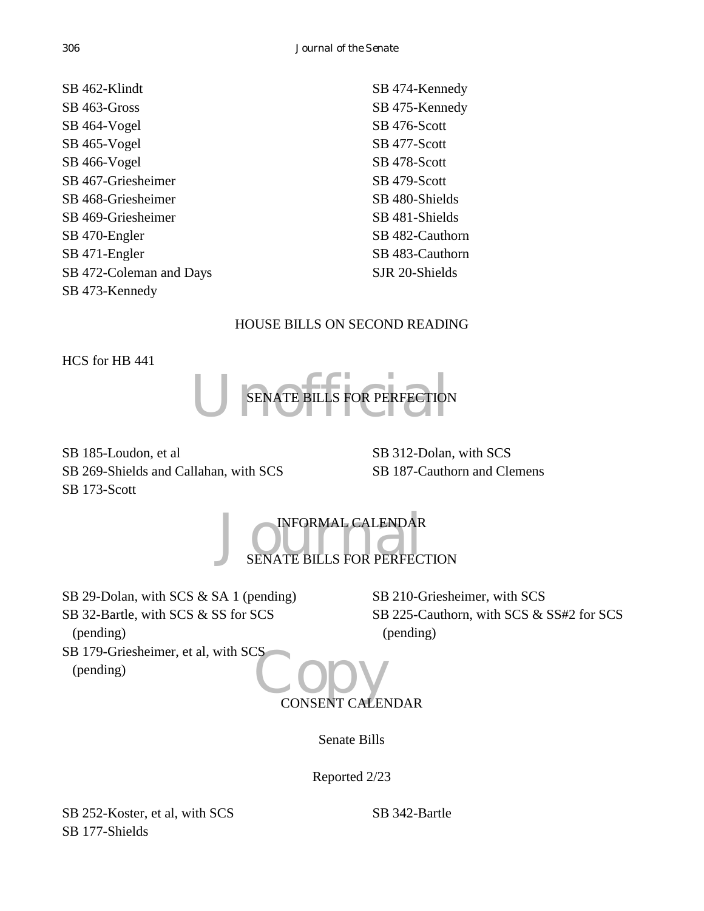SB 462-Klindt
SB 463-Gross
SB 464-Vogel
SB 465-Vogel
SB 466-Vogel
SB 467-Griesheimer
SB 468-Griesheimer
SB 469-Griesheimer
SB 470-Engler
SB 471-Engler
SB 472-Coleman and Days
SB 473-Kennedy
SB 474-Kennedy
SB 475-Kennedy
SB 476-Scott
SB 477-Scott
SB 478-Scott
SB 479-Scott
SB 480-Shields
SB 481-Shields
SB 482-Cauthorn
SB 483-Cauthorn
SJR 20-Shields

HOUSE BILLS ON SECOND READING

HCS for HB 441

SENATE BILLS FOR PERFECTION

SB 185-Loudon, et al
SB 269-Shields and Callahan, with SCS
SB 173-Scott
SB 312-Dolan, with SCS
SB 187-Cauthorn and Clemens

INFORMAL CALENDAR

SENATE BILLS FOR PERFECTION

SB 29-Dolan, with SCS & SA 1 (pending)
SB 32-Bartle, with SCS & SS for SCS (pending)
SB 179-Griesheimer, et al, with SCS (pending)
SB 210-Griesheimer, with SCS
SB 225-Cauthorn, with SCS & SS#2 for SCS (pending)

CONSENT CALENDAR

Senate Bills

Reported 2/23

SB 252-Koster, et al, with SCS
SB 177-Shields
SB 342-Bartle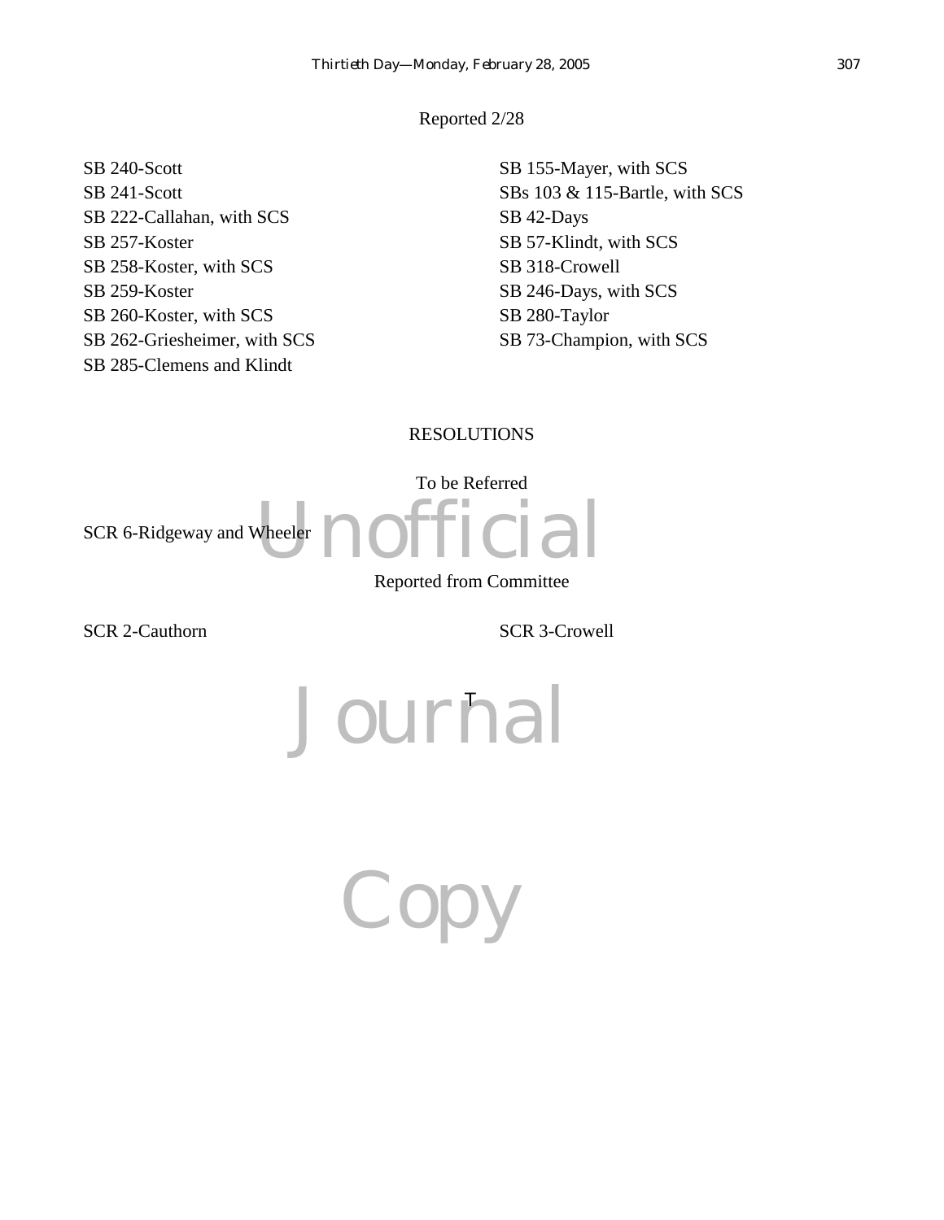Reported 2/28

SB 240-Scott
SB 241-Scott
SB 222-Callahan, with SCS
SB 257-Koster
SB 258-Koster, with SCS
SB 259-Koster
SB 260-Koster, with SCS
SB 262-Griesheimer, with SCS
SB 285-Clemens and Klindt
SB 155-Mayer, with SCS
SBs 103 & 115-Bartle, with SCS
SB 42-Days
SB 57-Klindt, with SCS
SB 318-Crowell
SB 246-Days, with SCS
SB 280-Taylor
SB 73-Champion, with SCS

RESOLUTIONS

To be Referred

SCR 6-Ridgeway and Wheeler

Reported from Committee

SCR 2-Cauthorn
SCR 3-Crowell

T